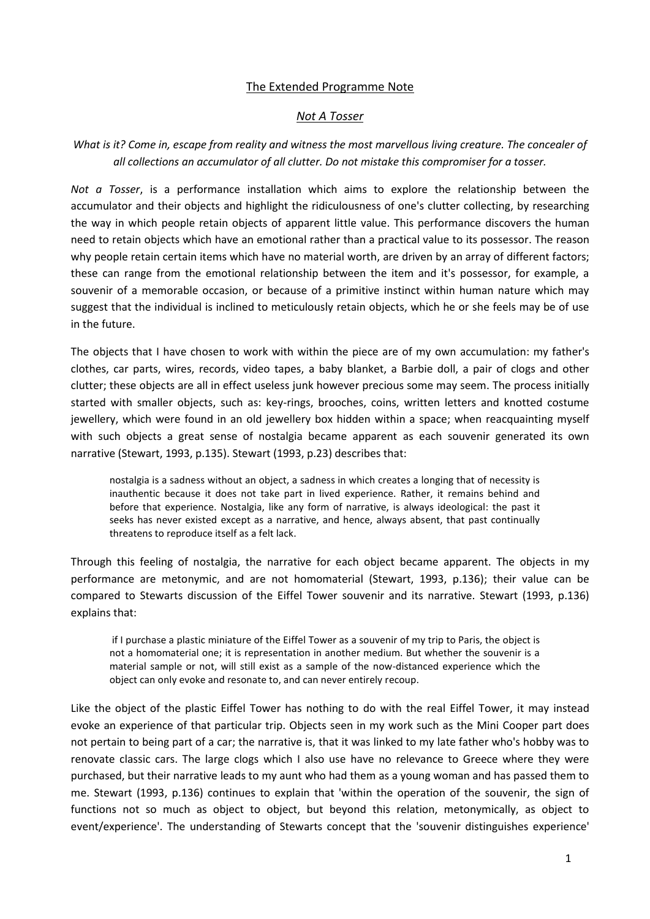# The Extended Programme Note

## *Not A Tosser*

*What is it? Come in, escape from reality and witness the most marvellous living creature. The concealer of all collections an accumulator of all clutter. Do not mistake this compromiser for a tosser.*

*Not a Tosser*, is a performance installation which aims to explore the relationship between the accumulator and their objects and highlight the ridiculousness of one's clutter collecting, by researching the way in which people retain objects of apparent little value. This performance discovers the human need to retain objects which have an emotional rather than a practical value to its possessor. The reason why people retain certain items which have no material worth, are driven by an array of different factors; these can range from the emotional relationship between the item and it's possessor, for example, a souvenir of a memorable occasion, or because of a primitive instinct within human nature which may suggest that the individual is inclined to meticulously retain objects, which he or she feels may be of use in the future.

The objects that I have chosen to work with within the piece are of my own accumulation: my father's clothes, car parts, wires, records, video tapes, a baby blanket, a Barbie doll, a pair of clogs and other clutter; these objects are all in effect useless junk however precious some may seem. The process initially started with smaller objects, such as: key-rings, brooches, coins, written letters and knotted costume jewellery, which were found in an old jewellery box hidden within a space; when reacquainting myself with such objects a great sense of nostalgia became apparent as each souvenir generated its own narrative (Stewart, 1993, p.135). Stewart (1993, p.23) describes that:

> nostalgia is a sadness without an object, a sadness in which creates a longing that of necessity is inauthentic because it does not take part in lived experience. Rather, it remains behind and before that experience. Nostalgia, like any form of narrative, is always ideological: the past it seeks has never existed except as a narrative, and hence, always absent, that past continually threatens to reproduce itself as a felt lack.

Through this feeling of nostalgia, the narrative for each object became apparent. The objects in my performance are metonymic, and are not homomaterial (Stewart, 1993, p.136); their value can be compared to Stewarts discussion of the Eiffel Tower souvenir and its narrative. Stewart (1993, p.136) explains that:

> if I purchase a plastic miniature of the Eiffel Tower as a souvenir of my trip to Paris, the object is not a homomaterial one; it is representation in another medium. But whether the souvenir is a material sample or not, will still exist as a sample of the now-distanced experience which the object can only evoke and resonate to, and can never entirely recoup.

Like the object of the plastic Eiffel Tower has nothing to do with the real Eiffel Tower, it may instead evoke an experience of that particular trip. Objects seen in my work such as the Mini Cooper part does not pertain to being part of a car; the narrative is, that it was linked to my late father who's hobby was to renovate classic cars. The large clogs which I also use have no relevance to Greece where they were purchased, but their narrative leads to my aunt who had them as a young woman and has passed them to me. Stewart (1993, p.136) continues to explain that 'within the operation of the souvenir, the sign of functions not so much as object to object, but beyond this relation, metonymically, as object to event/experience'. The understanding of Stewarts concept that the 'souvenir distinguishes experience'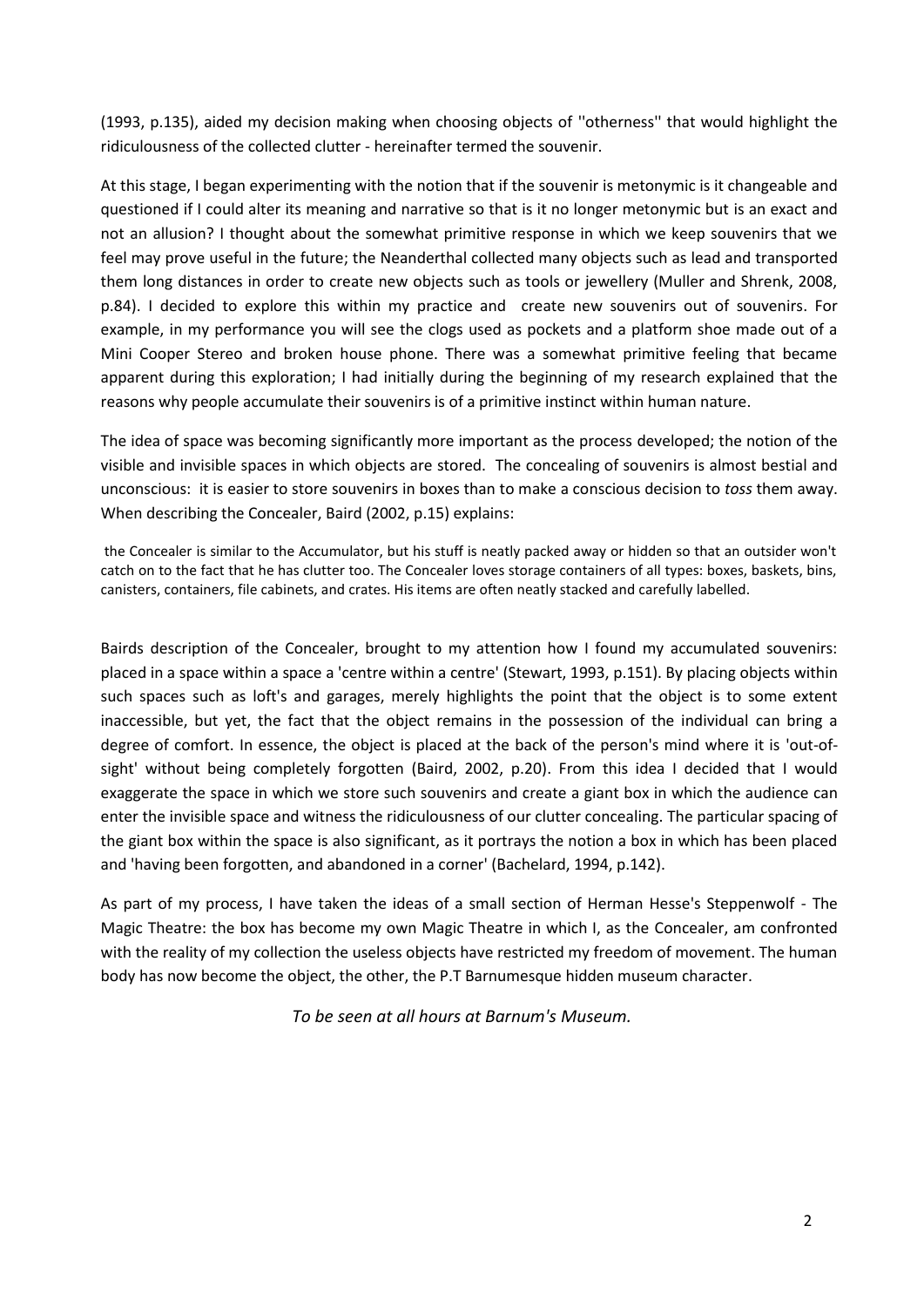(1993, p.135), aided my decision making when choosing objects of ''otherness'' that would highlight the ridiculousness of the collected clutter - hereinafter termed the souvenir.

At this stage, I began experimenting with the notion that if the souvenir is metonymic is it changeable and questioned if I could alter its meaning and narrative so that is it no longer metonymic but is an exact and not an allusion? I thought about the somewhat primitive response in which we keep souvenirs that we feel may prove useful in the future; the Neanderthal collected many objects such as lead and transported them long distances in order to create new objects such as tools or jewellery (Muller and Shrenk, 2008, p.84). I decided to explore this within my practice and create new souvenirs out of souvenirs. For example, in my performance you will see the clogs used as pockets and a platform shoe made out of a Mini Cooper Stereo and broken house phone. There was a somewhat primitive feeling that became apparent during this exploration; I had initially during the beginning of my research explained that the reasons why people accumulate their souvenirs is of a primitive instinct within human nature.

The idea of space was becoming significantly more important as the process developed; the notion of the visible and invisible spaces in which objects are stored. The concealing of souvenirs is almost bestial and unconscious: it is easier to store souvenirs in boxes than to make a conscious decision to *toss* them away. When describing the Concealer, Baird (2002, p.15) explains:

> the Concealer is similar to the Accumulator, but his stuff is neatly packed away or hidden so that an outsider won't catch on to the fact that he has clutter too. The Concealer loves storage containers of all types: boxes, baskets, bins, canisters, containers, file cabinets, and crates. His items are often neatly stacked and carefully labelled.

Bairds description of the Concealer, brought to my attention how I found my accumulated souvenirs: placed in a space within a space a 'centre within a centre' (Stewart, 1993, p.151). By placing objects within such spaces such as loft's and garages, merely highlights the point that the object is to some extent inaccessible, but yet, the fact that the object remains in the possession of the individual can bring a degree of comfort. In essence, the object is placed at the back of the person's mind where it is 'out-of-sight' without being completely forgotten (Baird, 2002, p.20). From this idea I decided that I would exaggerate the space in which we store such souvenirs and create a giant box in which the audience can enter the invisible space and witness the ridiculousness of our clutter concealing. The particular spacing of the giant box within the space is also significant, as it portrays the notion a box in which has been placed and 'having been forgotten, and abandoned in a corner' (Bachelard, 1994, p.142).

As part of my process, I have taken the ideas of a small section of Herman Hesse's Steppenwolf - The Magic Theatre: the box has become my own Magic Theatre in which I, as the Concealer, am confronted with the reality of my collection the useless objects have restricted my freedom of movement. The human body has now become the object, the other, the P.T Barnumesque hidden museum character.

*To be seen at all hours at Barnum's Museum.*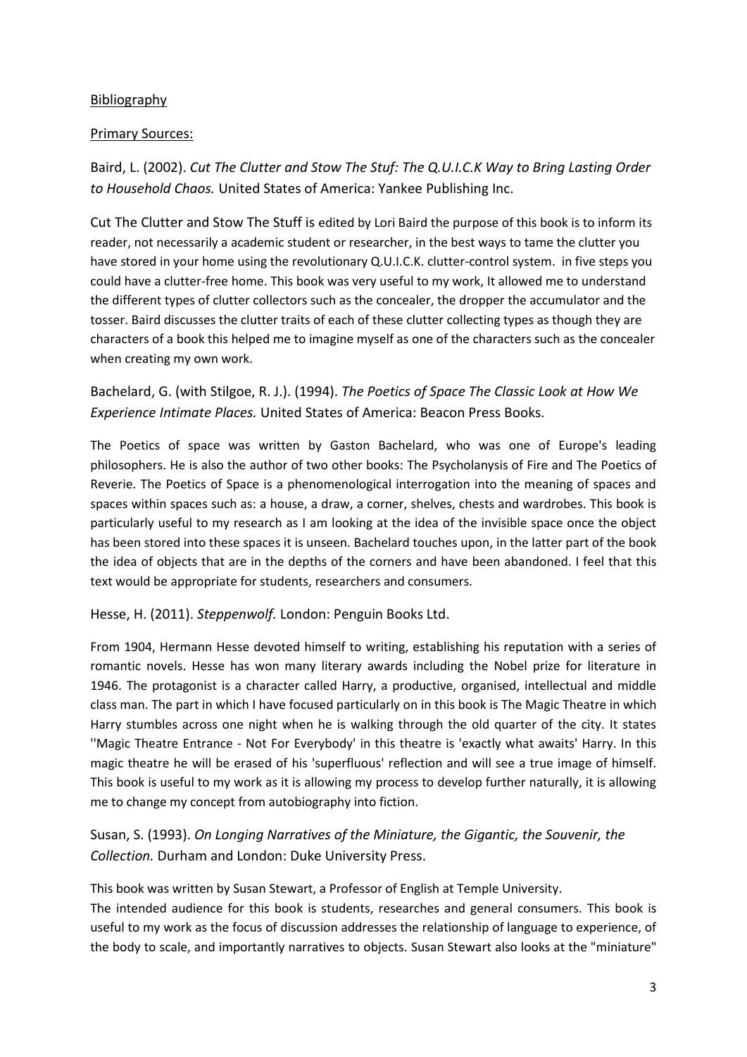Bibliography

Primary Sources:

Baird, L. (2002). *Cut The Clutter and Stow The Stuf: The Q.U.I.C.K Way to Bring Lasting Order to Household Chaos.* United States of America: Yankee Publishing Inc.

Cut The Clutter and Stow The Stuff is edited by Lori Baird the purpose of this book is to inform its reader, not necessarily a academic student or researcher, in the best ways to tame the clutter you have stored in your home using the revolutionary Q.U.I.C.K. clutter-control system. in five steps you could have a clutter-free home. This book was very useful to my work, It allowed me to understand the different types of clutter collectors such as the concealer, the dropper the accumulator and the tosser. Baird discusses the clutter traits of each of these clutter collecting types as though they are characters of a book this helped me to imagine myself as one of the characters such as the concealer when creating my own work.

Bachelard, G. (with Stilgoe, R. J.). (1994). *The Poetics of Space The Classic Look at How We Experience Intimate Places.* United States of America: Beacon Press Books.

The Poetics of space was written by Gaston Bachelard, who was one of Europe's leading philosophers. He is also the author of two other books: The Psycholanysis of Fire and The Poetics of Reverie. The Poetics of Space is a phenomenological interrogation into the meaning of spaces and spaces within spaces such as: a house, a draw, a corner, shelves, chests and wardrobes. This book is particularly useful to my research as I am looking at the idea of the invisible space once the object has been stored into these spaces it is unseen. Bachelard touches upon, in the latter part of the book the idea of objects that are in the depths of the corners and have been abandoned. I feel that this text would be appropriate for students, researchers and consumers.

Hesse, H. (2011). *Steppenwolf.* London: Penguin Books Ltd.

From 1904, Hermann Hesse devoted himself to writing, establishing his reputation with a series of romantic novels. Hesse has won many literary awards including the Nobel prize for literature in 1946. The protagonist is a character called Harry, a productive, organised, intellectual and middle class man. The part in which I have focused particularly on in this book is The Magic Theatre in which Harry stumbles across one night when he is walking through the old quarter of the city. It states ''Magic Theatre Entrance - Not For Everybody' in this theatre is 'exactly what awaits' Harry. In this magic theatre he will be erased of his 'superfluous' reflection and will see a true image of himself. This book is useful to my work as it is allowing my process to develop further naturally, it is allowing me to change my concept from autobiography into fiction.

Susan, S. (1993). *On Longing Narratives of the Miniature, the Gigantic, the Souvenir, the Collection.* Durham and London: Duke University Press.

This book was written by Susan Stewart, a Professor of English at Temple University.
The intended audience for this book is students, researches and general consumers. This book is useful to my work as the focus of discussion addresses the relationship of language to experience, of the body to scale, and importantly narratives to objects. Susan Stewart also looks at the "miniature"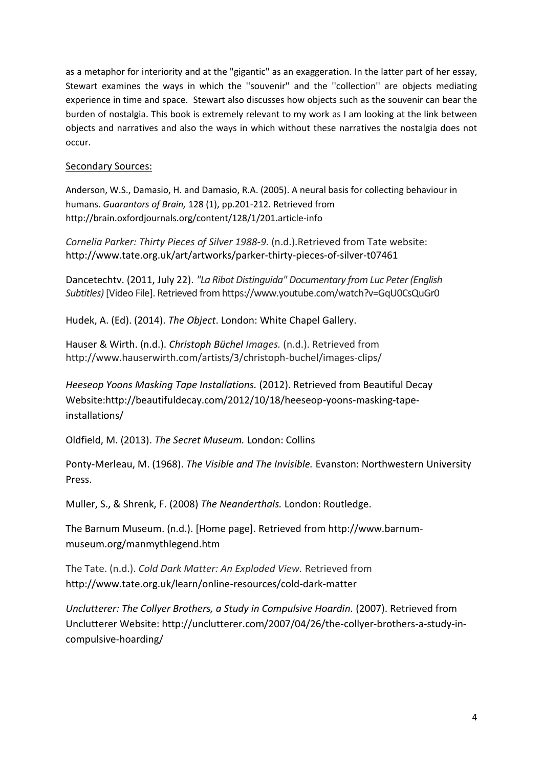as a metaphor for interiority and at the "gigantic" as an exaggeration. In the latter part of her essay, Stewart examines the ways in which the ''souvenir'' and the ''collection'' are objects mediating experience in time and space. Stewart also discusses how objects such as the souvenir can bear the burden of nostalgia. This book is extremely relevant to my work as I am looking at the link between objects and narratives and also the ways in which without these narratives the nostalgia does not occur.

Secondary Sources:

Anderson, W.S., Damasio, H. and Damasio, R.A. (2005). A neural basis for collecting behaviour in humans. *Guarantors of Brain,* 128 (1), pp.201-212. Retrieved from http://brain.oxfordjournals.org/content/128/1/201.article-info

*Cornelia Parker: Thirty Pieces of Silver 1988-9.* (n.d.).Retrieved from Tate website: http://www.tate.org.uk/art/artworks/parker-thirty-pieces-of-silver-t07461

Dancetechtv. (2011, July 22). *"La Ribot Distinguida" Documentary from Luc Peter (English Subtitles)* [Video File]. Retrieved from https://www.youtube.com/watch?v=GqU0CsQuGr0

Hudek, A. (Ed). (2014). *The Object*. London: White Chapel Gallery.

Hauser & Wirth. (n.d.). *Christoph Büchel Images.* (n.d.). Retrieved from http://www.hauserwirth.com/artists/3/christoph-buchel/images-clips/

*Heeseop Yoons Masking Tape Installations.* (2012). Retrieved from Beautiful Decay Website:http://beautifuldecay.com/2012/10/18/heeseop-yoons-masking-tape-installations/

Oldfield, M. (2013). *The Secret Museum.* London: Collins

Ponty-Merleau, M. (1968). *The Visible and The Invisible.* Evanston: Northwestern University Press.

Muller, S., & Shrenk, F. (2008) *The Neanderthals.* London: Routledge.

The Barnum Museum. (n.d.). [Home page]. Retrieved from http://www.barnum-museum.org/manmythlegend.htm

The Tate. (n.d.). *Cold Dark Matter: An Exploded View.* Retrieved from http://www.tate.org.uk/learn/online-resources/cold-dark-matter

*Unclutterer: The Collyer Brothers, a Study in Compulsive Hoardin.* (2007). Retrieved from Unclutterer Website: http://unclutterer.com/2007/04/26/the-collyer-brothers-a-study-in-compulsive-hoarding/